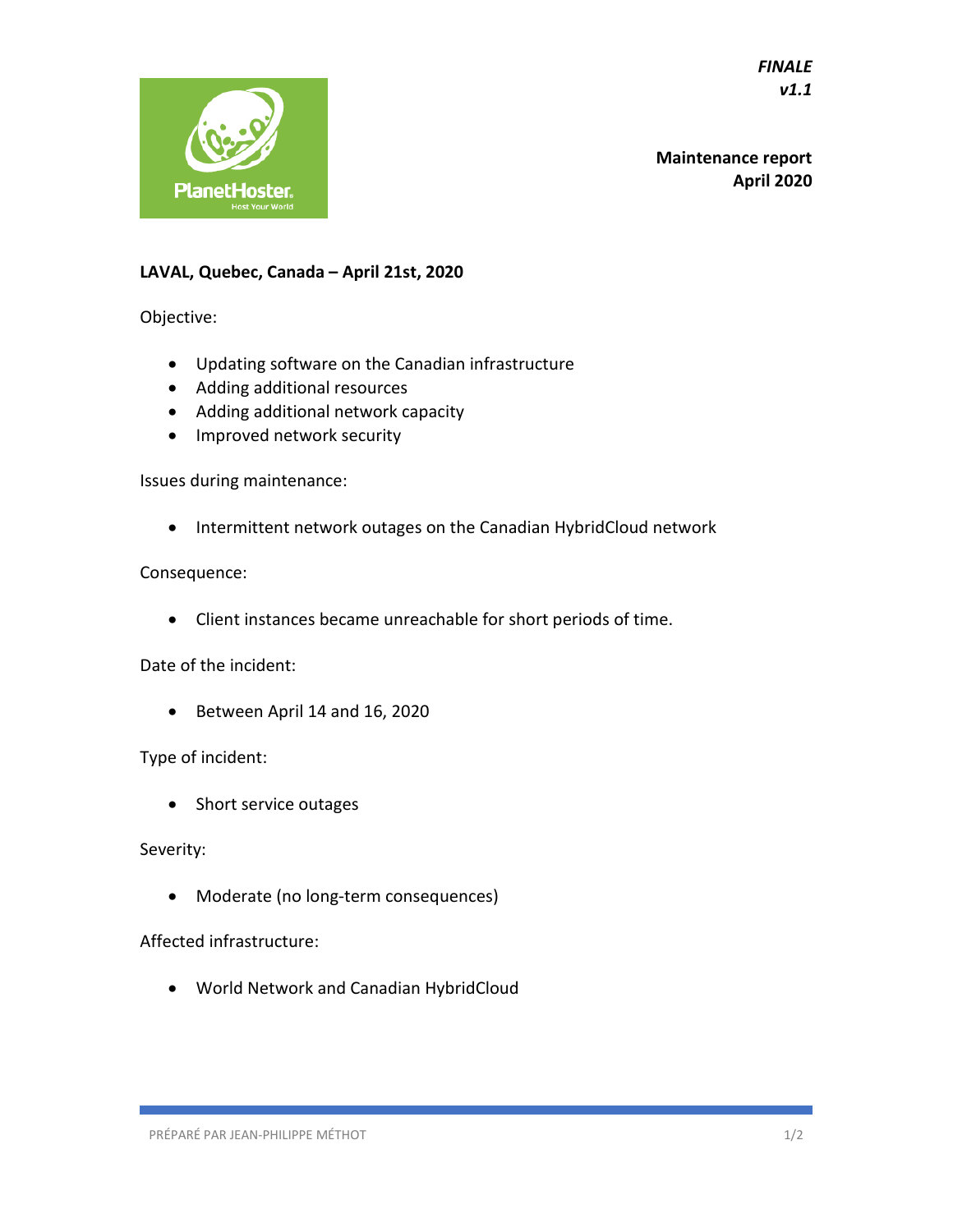*FINALE*
*v1.1*

**Maintenance report**
**April 2020**

**LAVAL, Quebec, Canada – April 21st, 2020**

Objective:

- Updating software on the Canadian infrastructure
- Adding additional resources
- Adding additional network capacity
- Improved network security

Issues during maintenance:

- Intermittent network outages on the Canadian HybridCloud network

Consequence:

- Client instances became unreachable for short periods of time.

Date of the incident:

- Between April 14 and 16, 2020

Type of incident:

- Short service outages

Severity:

- Moderate (no long-term consequences)

Affected infrastructure:

- World Network and Canadian HybridCloud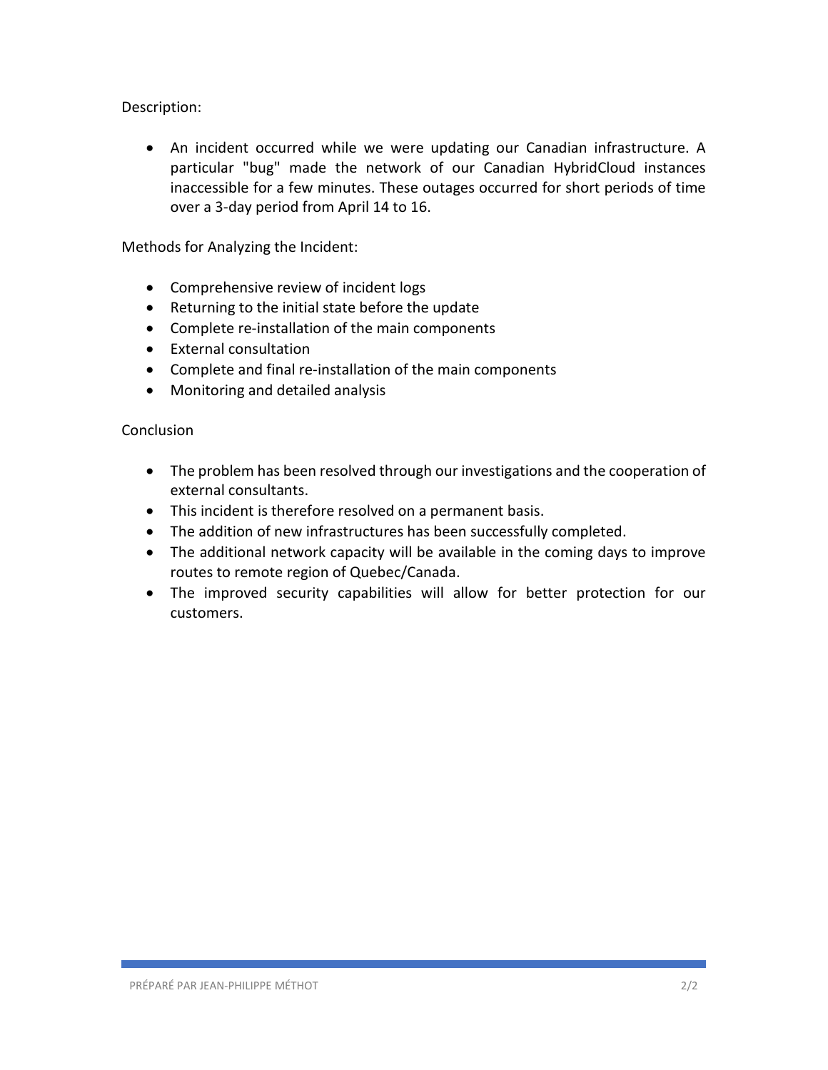Description:

- An incident occurred while we were updating our Canadian infrastructure. A particular "bug" made the network of our Canadian HybridCloud instances inaccessible for a few minutes. These outages occurred for short periods of time over a 3-day period from April 14 to 16.

Methods for Analyzing the Incident:

- Comprehensive review of incident logs
- Returning to the initial state before the update
- Complete re-installation of the main components
- External consultation
- Complete and final re-installation of the main components
- Monitoring and detailed analysis

Conclusion

- The problem has been resolved through our investigations and the cooperation of external consultants.
- This incident is therefore resolved on a permanent basis.
- The addition of new infrastructures has been successfully completed.
- The additional network capacity will be available in the coming days to improve routes to remote region of Quebec/Canada.
- The improved security capabilities will allow for better protection for our customers.